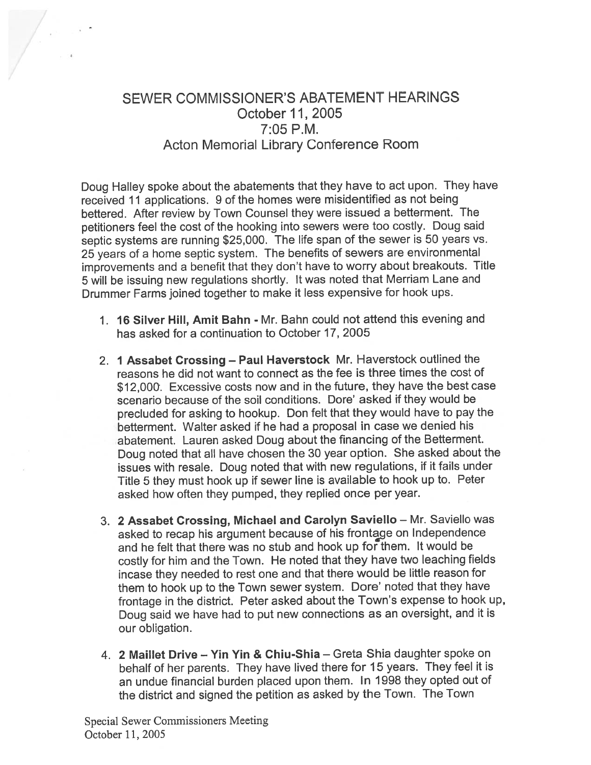# SEWER COMMISSIONER'S ABATEMENT HEARINGS
## October 11, 2005
## 7:05 P.M.
## Acton Memorial Library Conference Room

Doug Halley spoke about the abatements that they have to act upon. They have received 11 applications. 9 of the homes were misidentified as not being bettered. After review by Town Counsel they were issued a betterment. The petitioners feel the cost of the hooking into sewers were too costly. Doug said septic systems are running $25,000. The life span of the sewer is 50 years vs. 25 years of a home septic system. The benefits of sewers are environmental improvements and a benefit that they don't have to worry about breakouts. Title 5 will be issuing new regulations shortly. It was noted that Merriam Lane and Drummer Farms joined together to make it less expensive for hook ups.

1. **16 Silver Hill, Amit Bahn -** Mr. Bahn could not attend this evening and has asked for a continuation to October 17, 2005

2. **1 Assabet Crossing – Paul Haverstock** Mr. Haverstock outlined the reasons he did not want to connect as the fee is three times the cost of $12,000. Excessive costs now and in the future, they have the best case scenario because of the soil conditions. Dore' asked if they would be precluded for asking to hookup. Don felt that they would have to pay the betterment. Walter asked if he had a proposal in case we denied his abatement. Lauren asked Doug about the financing of the Betterment. Doug noted that all have chosen the 30 year option. She asked about the issues with resale. Doug noted that with new regulations, if it fails under Title 5 they must hook up if sewer line is available to hook up to. Peter asked how often they pumped, they replied once per year.

3. **2 Assabet Crossing, Michael and Carolyn Saviello** – Mr. Saviello was asked to recap his argument because of his frontage on Independence and he felt that there was no stub and hook up for them. It would be costly for him and the Town. He noted that they have two leaching fields incase they needed to rest one and that there would be little reason for them to hook up to the Town sewer system. Dore' noted that they have frontage in the district. Peter asked about the Town's expense to hook up, Doug said we have had to put new connections as an oversight, and it is our obligation.

4. **2 Maillet Drive – Yin Yin & Chiu-Shia** – Greta Shia daughter spoke on behalf of her parents. They have lived there for 15 years. They feel it is an undue financial burden placed upon them. In 1998 they opted out of the district and signed the petition as asked by the Town. The Town

Special Sewer Commissioners Meeting
October 11, 2005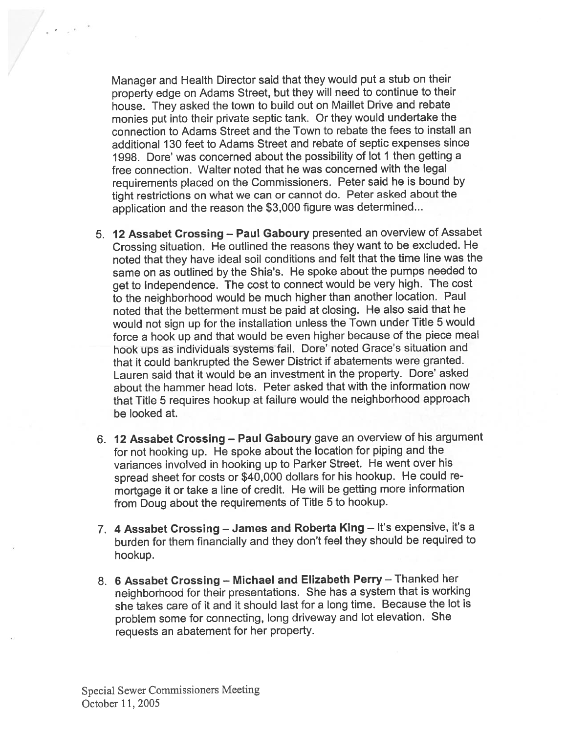Manager and Health Director said that they would put a stub on their property edge on Adams Street, but they will need to continue to their house. They asked the town to build out on Maillet Drive and rebate monies put into their private septic tank. Or they would undertake the connection to Adams Street and the Town to rebate the fees to install an additional 130 feet to Adams Street and rebate of septic expenses since 1998. Dore' was concerned about the possibility of lot 1 then getting a free connection. Walter noted that he was concerned with the legal requirements placed on the Commissioners. Peter said he is bound by tight restrictions on what we can or cannot do. Peter asked about the application and the reason the $3,000 figure was determined...

5. **12 Assabet Crossing – Paul Gaboury** presented an overview of Assabet Crossing situation. He outlined the reasons they want to be excluded. He noted that they have ideal soil conditions and felt that the time line was the same on as outlined by the Shia's. He spoke about the pumps needed to get to Independence. The cost to connect would be very high. The cost to the neighborhood would be much higher than another location. Paul noted that the betterment must be paid at closing. He also said that he would not sign up for the installation unless the Town under Title 5 would force a hook up and that would be even higher because of the piece meal hook ups as individuals systems fail. Dore' noted Grace's situation and that it could bankrupted the Sewer District if abatements were granted. Lauren said that it would be an investment in the property. Dore' asked about the hammer head lots. Peter asked that with the information now that Title 5 requires hookup at failure would the neighborhood approach be looked at.

6. **12 Assabet Crossing – Paul Gaboury** gave an overview of his argument for not hooking up. He spoke about the location for piping and the variances involved in hooking up to Parker Street. He went over his spread sheet for costs or $40,000 dollars for his hookup. He could re-mortgage it or take a line of credit. He will be getting more information from Doug about the requirements of Title 5 to hookup.

7. **4 Assabet Crossing – James and Roberta King** – It's expensive, it's a burden for them financially and they don't feel they should be required to hookup.

8. **6 Assabet Crossing – Michael and Elizabeth Perry** – Thanked her neighborhood for their presentations. She has a system that is working she takes care of it and it should last for a long time. Because the lot is problem some for connecting, long driveway and lot elevation. She requests an abatement for her property.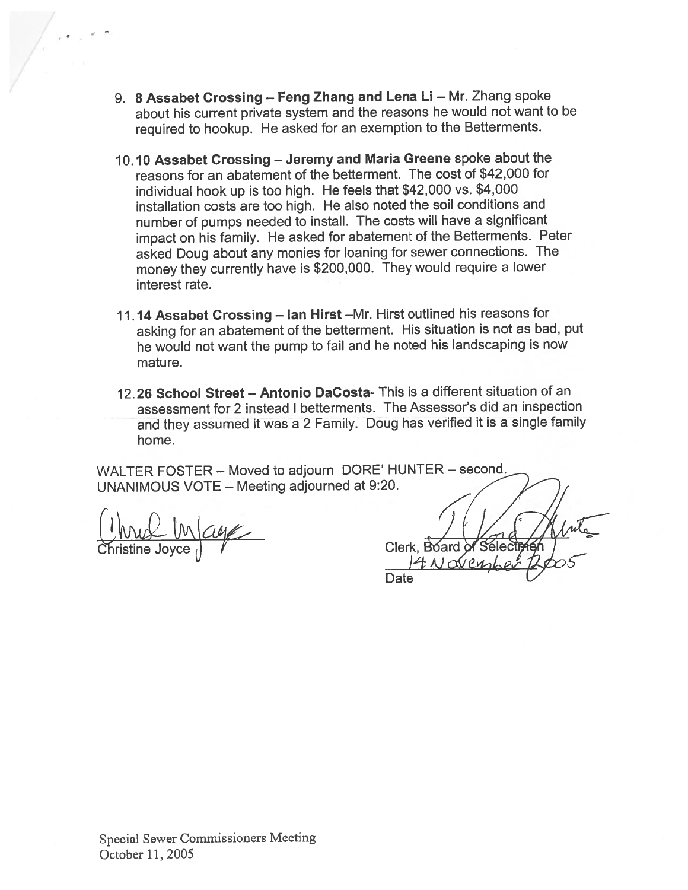9. **8 Assabet Crossing – Feng Zhang and Lena Li** – Mr. Zhang spoke about his current private system and the reasons he would not want to be required to hookup. He asked for an exemption to the Betterments.

10. **10 Assabet Crossing – Jeremy and Maria Greene** spoke about the reasons for an abatement of the betterment. The cost of $42,000 for individual hook up is too high. He feels that $42,000 vs. $4,000 installation costs are too high. He also noted the soil conditions and number of pumps needed to install. The costs will have a significant impact on his family. He asked for abatement of the Betterments. Peter asked Doug about any monies for loaning for sewer connections. The money they currently have is $200,000. They would require a lower interest rate.

11. **14 Assabet Crossing – Ian Hirst** –Mr. Hirst outlined his reasons for asking for an abatement of the betterment. His situation is not as bad, put he would not want the pump to fail and he noted his landscaping is now mature.

12. **26 School Street – Antonio DaCosta**- This is a different situation of an assessment for 2 instead I betterments. The Assessor's did an inspection and they assumed it was a 2 Family. Doug has verified it is a single family home.

WALTER FOSTER – Moved to adjourn DORE' HUNTER – second.
UNANIMOUS VOTE – Meeting adjourned at 9:20.

Christine Joyce

Clerk, Board of Selectmen

14 November 2005

Date

Special Sewer Commissioners Meeting
October 11, 2005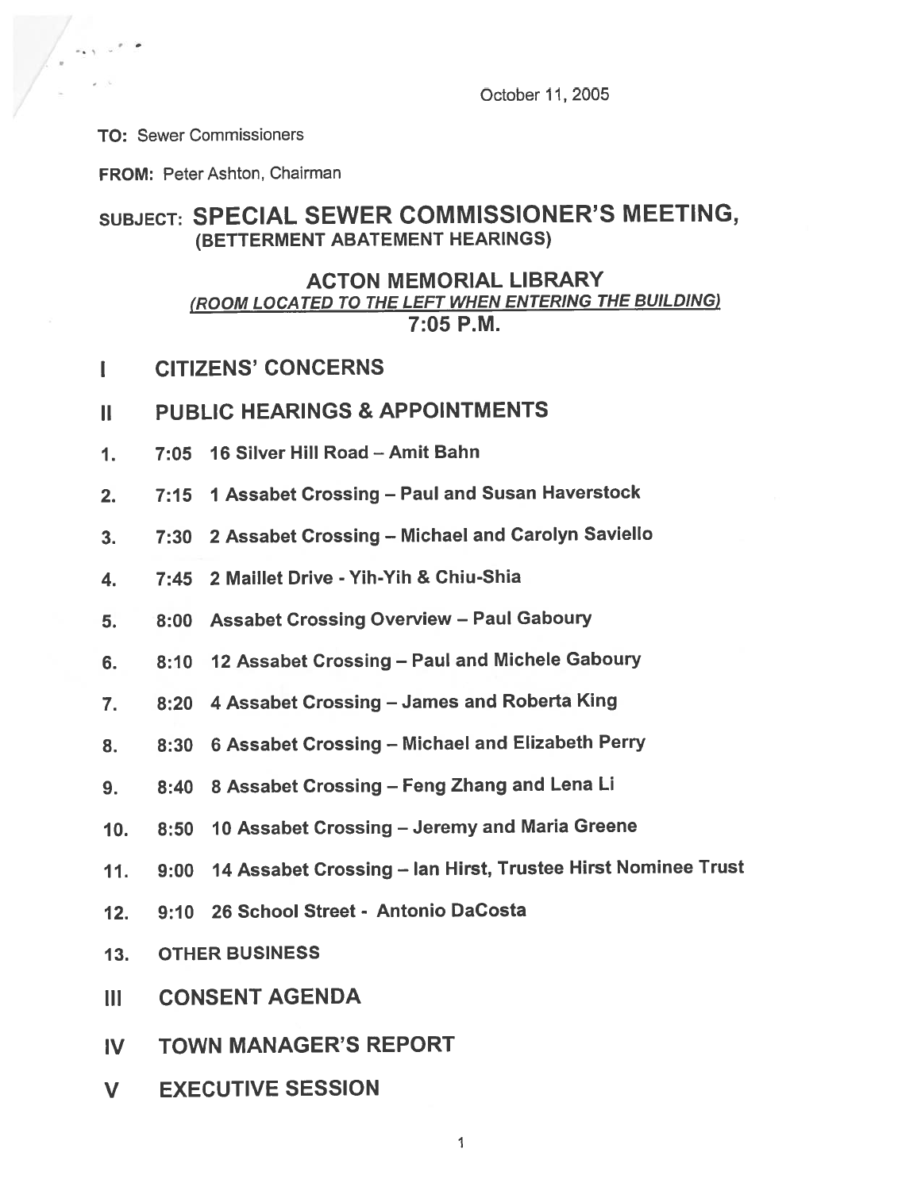October 11, 2005

**TO:** Sewer Commissioners

**FROM:** Peter Ashton, Chairman

**SUBJECT: SPECIAL SEWER COMMISSIONER'S MEETING, (BETTERMENT ABATEMENT HEARINGS)**

## ACTON MEMORIAL LIBRARY

***(ROOM LOCATED TO THE LEFT WHEN ENTERING THE BUILDING)***

**7:05 P.M.**

## I CITIZENS' CONCERNS

## II PUBLIC HEARINGS & APPOINTMENTS

1. **7:05 16 Silver Hill Road – Amit Bahn**
2. **7:15 1 Assabet Crossing – Paul and Susan Haverstock**
3. **7:30 2 Assabet Crossing – Michael and Carolyn Saviello**
4. **7:45 2 Maillet Drive - Yih-Yih & Chiu-Shia**
5. **8:00 Assabet Crossing Overview – Paul Gaboury**
6. **8:10 12 Assabet Crossing – Paul and Michele Gaboury**
7. **8:20 4 Assabet Crossing – James and Roberta King**
8. **8:30 6 Assabet Crossing – Michael and Elizabeth Perry**
9. **8:40 8 Assabet Crossing – Feng Zhang and Lena Li**
10. **8:50 10 Assabet Crossing – Jeremy and Maria Greene**
11. **9:00 14 Assabet Crossing – Ian Hirst, Trustee Hirst Nominee Trust**
12. **9:10 26 School Street - Antonio DaCosta**
13. **OTHER BUSINESS**

## III CONSENT AGENDA

## IV TOWN MANAGER'S REPORT

## V EXECUTIVE SESSION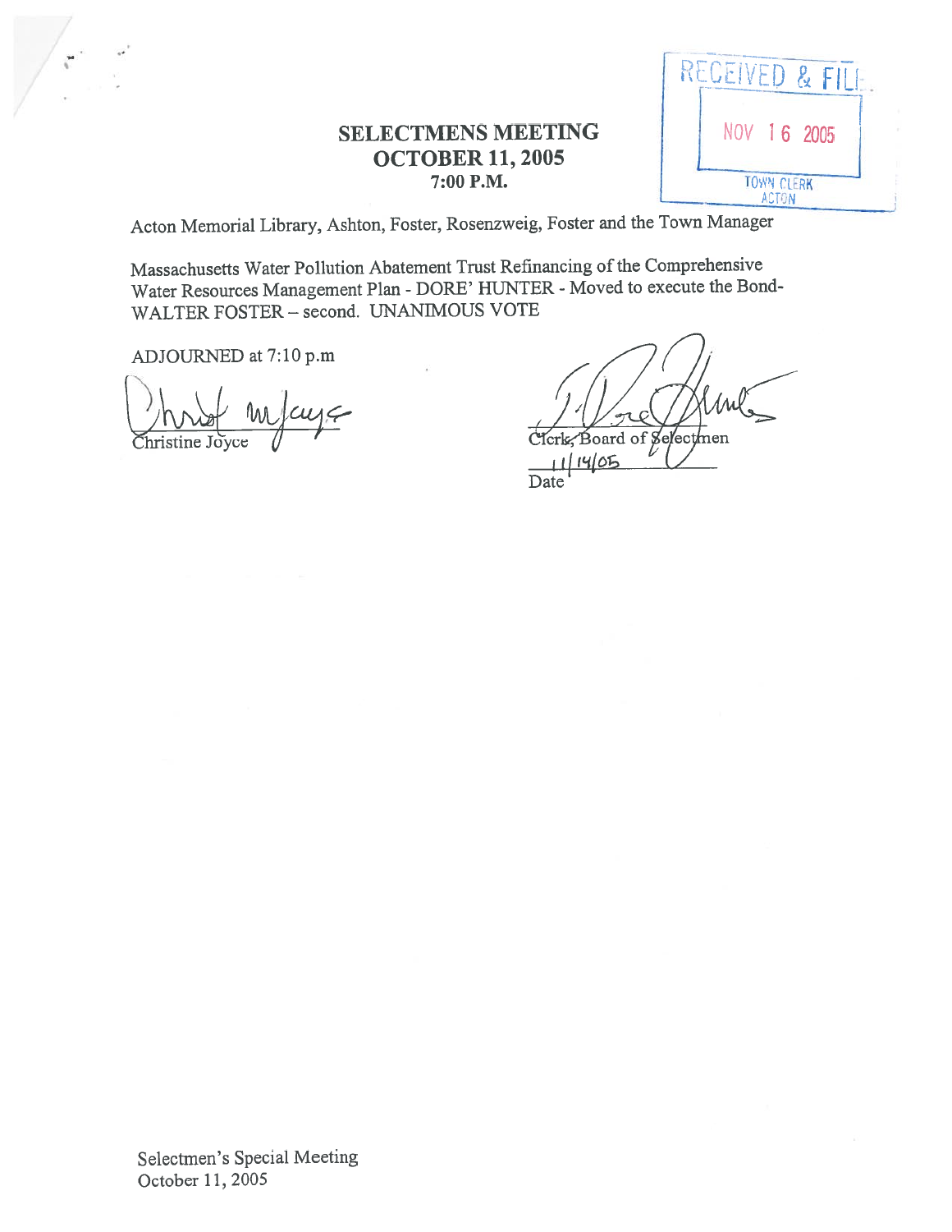RECEIVED & FILED

NOV 16 2005

TOWN CLERK
ACTON

## SELECTMENS MEETING
## OCTOBER 11, 2005
### 7:00 P.M.

Acton Memorial Library, Ashton, Foster, Rosenzweig, Foster and the Town Manager

Massachusetts Water Pollution Abatement Trust Refinancing of the Comprehensive Water Resources Management Plan - DORE' HUNTER - Moved to execute the Bond-WALTER FOSTER – second. UNANIMOUS VOTE

ADJOURNED at 7:10 p.m

Christine Joyce

Clerk, Board of Selectmen

11/14/05
Date

Selectmen's Special Meeting
October 11, 2005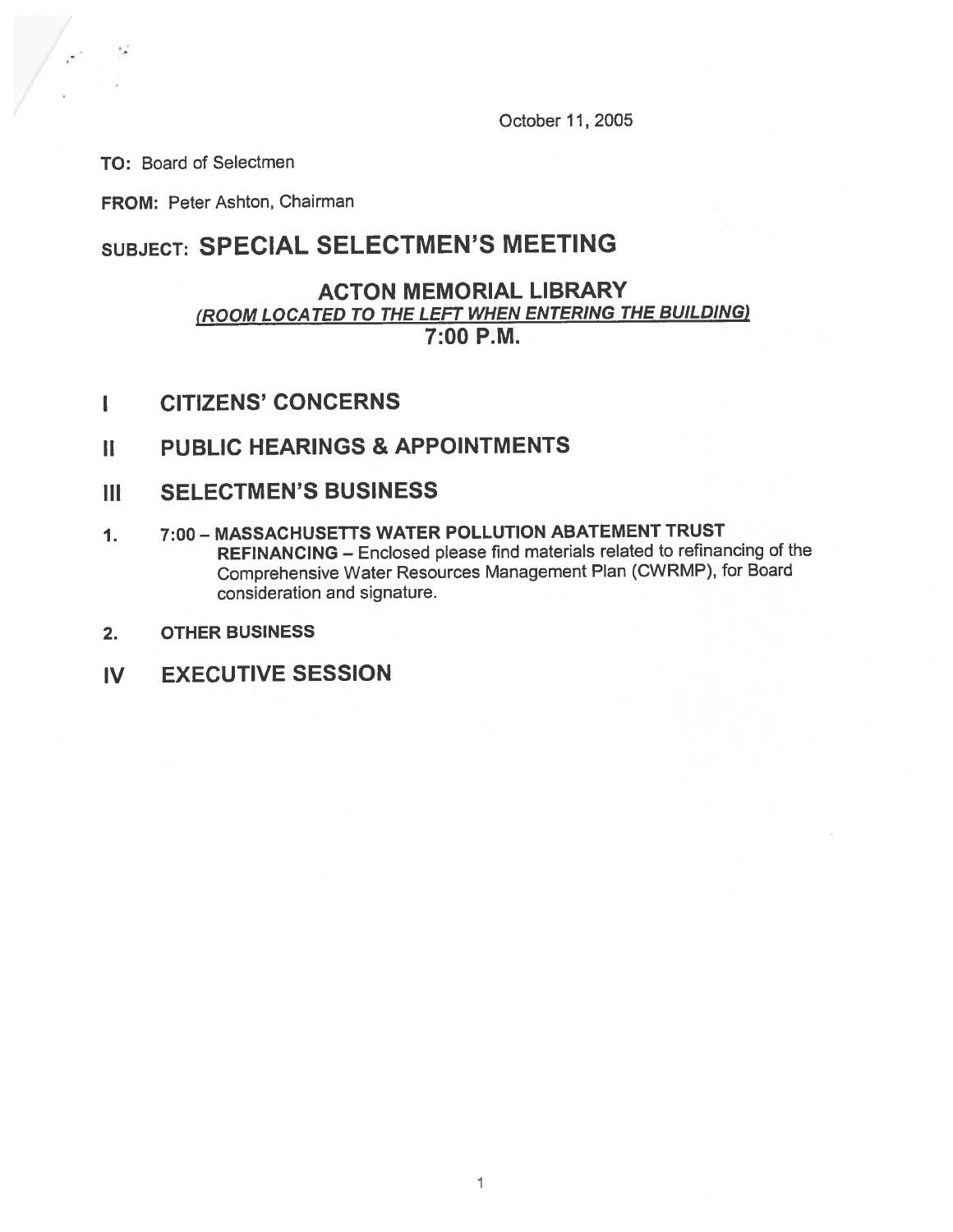October 11, 2005

**TO:** Board of Selectmen

**FROM:** Peter Ashton, Chairman

**SUBJECT: SPECIAL SELECTMEN'S MEETING**

## ACTON MEMORIAL LIBRARY

***(ROOM LOCATED TO THE LEFT WHEN ENTERING THE BUILDING)***

**7:00 P.M.**

## I CITIZENS' CONCERNS

## II PUBLIC HEARINGS & APPOINTMENTS

## III SELECTMEN'S BUSINESS

1. **7:00 – MASSACHUSETTS WATER POLLUTION ABATEMENT TRUST REFINANCING** – Enclosed please find materials related to refinancing of the Comprehensive Water Resources Management Plan (CWRMP), for Board consideration and signature.

2. **OTHER BUSINESS**

## IV EXECUTIVE SESSION